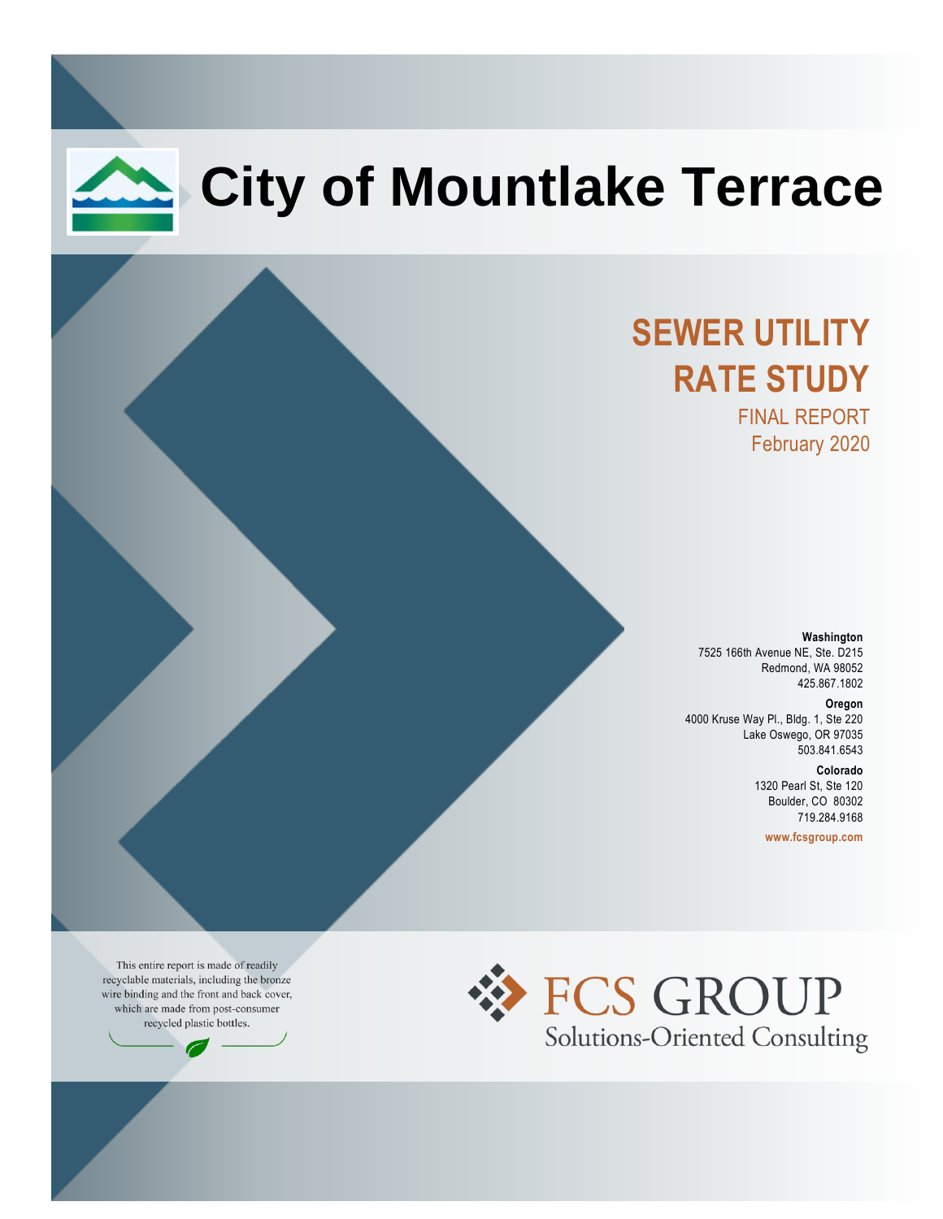# City of Mountlake Terrace

## SEWER UTILITY RATE STUDY

FINAL REPORT
February 2020

**Washington**
7525 166th Avenue NE, Ste. D215
Redmond, WA 98052
425.867.1802

**Oregon**
4000 Kruse Way Pl., Bldg. 1, Ste 220
Lake Oswego, OR 97035
503.841.6543

**Colorado**
1320 Pearl St, Ste 120
Boulder, CO 80302
719.284.9168

**www.fcsgroup.com**

This entire report is made of readily recyclable materials, including the bronze wire binding and the front and back cover, which are made from post-consumer recycled plastic bottles.

FCS GROUP
Solutions-Oriented Consulting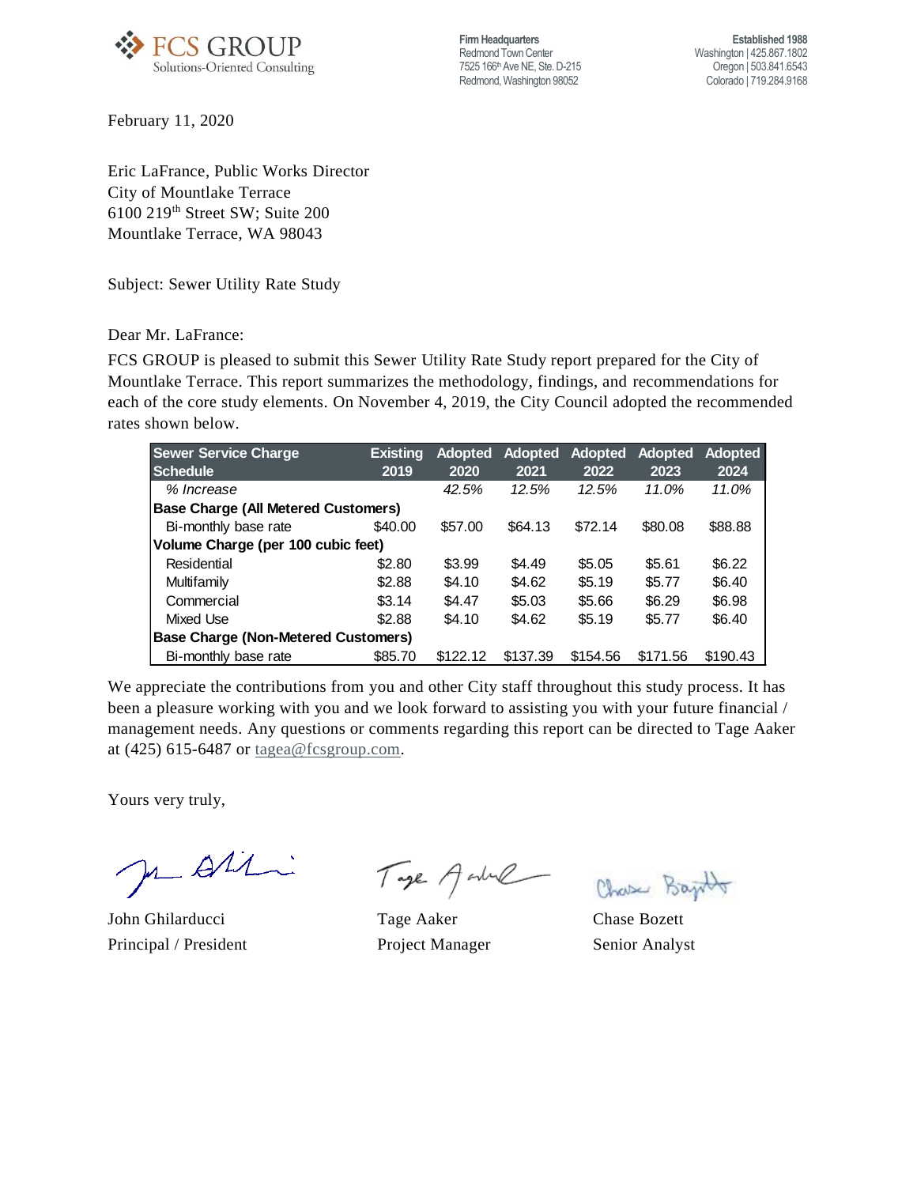FCS GROUP
Solutions-Oriented Consulting

Firm Headquarters
Redmond Town Center
7525 166th Ave NE, Ste. D-215
Redmond, Washington 98052

Established 1988
Washington | 425.867.1802
Oregon | 503.841.6543
Colorado | 719.284.9168

February 11, 2020

Eric LaFrance, Public Works Director
City of Mountlake Terrace
6100 219th Street SW; Suite 200
Mountlake Terrace, WA 98043

Subject: Sewer Utility Rate Study

Dear Mr. LaFrance:

FCS GROUP is pleased to submit this Sewer Utility Rate Study report prepared for the City of Mountlake Terrace. This report summarizes the methodology, findings, and recommendations for each of the core study elements. On November 4, 2019, the City Council adopted the recommended rates shown below.

| Sewer Service Charge Schedule | Existing 2019 | Adopted 2020 | Adopted 2021 | Adopted 2022 | Adopted 2023 | Adopted 2024 |
|---|---|---|---|---|---|---|
| *% Increase* | | *42.5%* | *12.5%* | *12.5%* | *11.0%* | *11.0%* |
| **Base Charge (All Metered Customers)** | | | | | | |
| Bi-monthly base rate | $40.00 | $57.00 | $64.13 | $72.14 | $80.08 | $88.88 |
| **Volume Charge (per 100 cubic feet)** | | | | | | |
| Residential | $2.80 | $3.99 | $4.49 | $5.05 | $5.61 | $6.22 |
| Multifamily | $2.88 | $4.10 | $4.62 | $5.19 | $5.77 | $6.40 |
| Commercial | $3.14 | $4.47 | $5.03 | $5.66 | $6.29 | $6.98 |
| Mixed Use | $2.88 | $4.10 | $4.62 | $5.19 | $5.77 | $6.40 |
| **Base Charge (Non-Metered Customers)** | | | | | | |
| Bi-monthly base rate | $85.70 | $122.12 | $137.39 | $154.56 | $171.56 | $190.43 |

We appreciate the contributions from you and other City staff throughout this study process. It has been a pleasure working with you and we look forward to assisting you with your future financial / management needs. Any questions or comments regarding this report can be directed to Tage Aaker at (425) 615-6487 or tagea@fcsgroup.com.

Yours very truly,

John Ghilarducci
Principal / President

Tage Aaker
Project Manager

Chase Bozett
Senior Analyst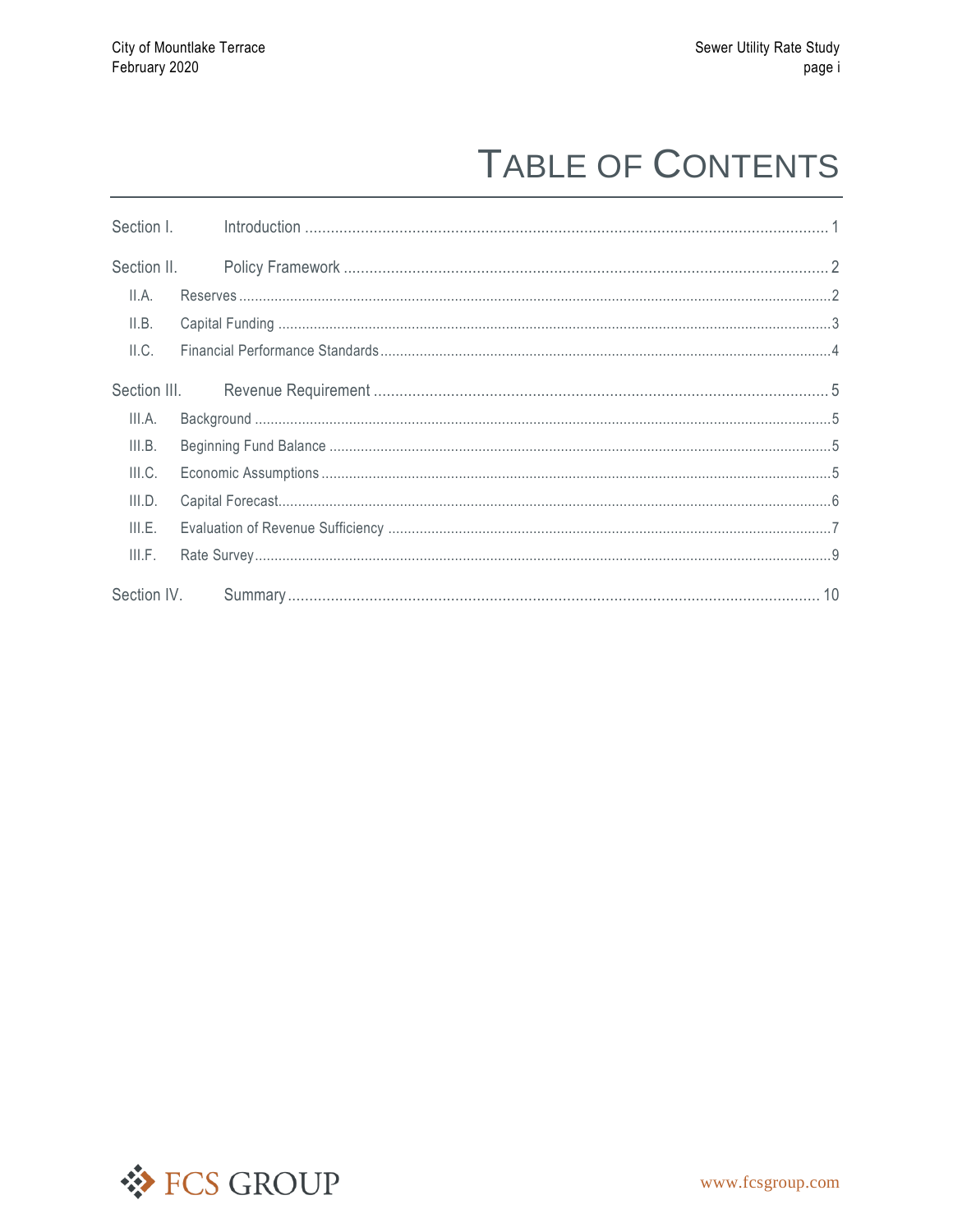# TABLE OF CONTENTS

Section I. Introduction ........................................................ 1

Section II. Policy Framework ........................................................ 2

- II.A. Reserves ........................................................ 2
- II.B. Capital Funding ........................................................ 3
- II.C. Financial Performance Standards ........................................................ 4

Section III. Revenue Requirement ........................................................ 5

- III.A. Background ........................................................ 5
- III.B. Beginning Fund Balance ........................................................ 5
- III.C. Economic Assumptions ........................................................ 5
- III.D. Capital Forecast ........................................................ 6
- III.E. Evaluation of Revenue Sufficiency ........................................................ 7
- III.F. Rate Survey ........................................................ 9

Section IV. Summary ........................................................ 10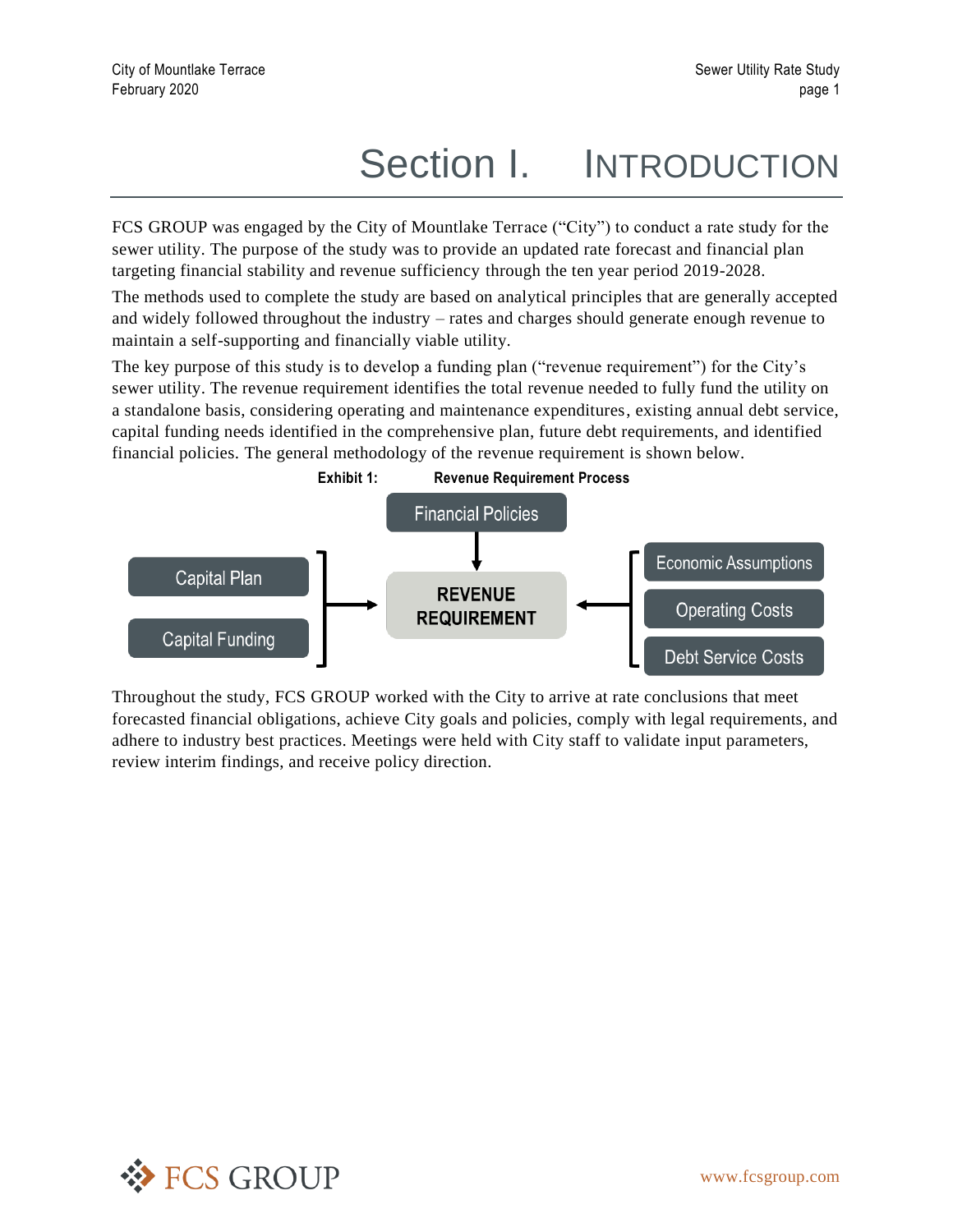# Section I. INTRODUCTION

FCS GROUP was engaged by the City of Mountlake Terrace ("City") to conduct a rate study for the sewer utility. The purpose of the study was to provide an updated rate forecast and financial plan targeting financial stability and revenue sufficiency through the ten year period 2019-2028.

The methods used to complete the study are based on analytical principles that are generally accepted and widely followed throughout the industry – rates and charges should generate enough revenue to maintain a self-supporting and financially viable utility.

The key purpose of this study is to develop a funding plan ("revenue requirement") for the City's sewer utility. The revenue requirement identifies the total revenue needed to fully fund the utility on a standalone basis, considering operating and maintenance expenditures, existing annual debt service, capital funding needs identified in the comprehensive plan, future debt requirements, and identified financial policies. The general methodology of the revenue requirement is shown below.

**Exhibit 1: Revenue Requirement Process**

Financial Policies

Capital Plan

Capital Funding

REVENUE REQUIREMENT

Economic Assumptions

Operating Costs

Debt Service Costs

Throughout the study, FCS GROUP worked with the City to arrive at rate conclusions that meet forecasted financial obligations, achieve City goals and policies, comply with legal requirements, and adhere to industry best practices. Meetings were held with City staff to validate input parameters, review interim findings, and receive policy direction.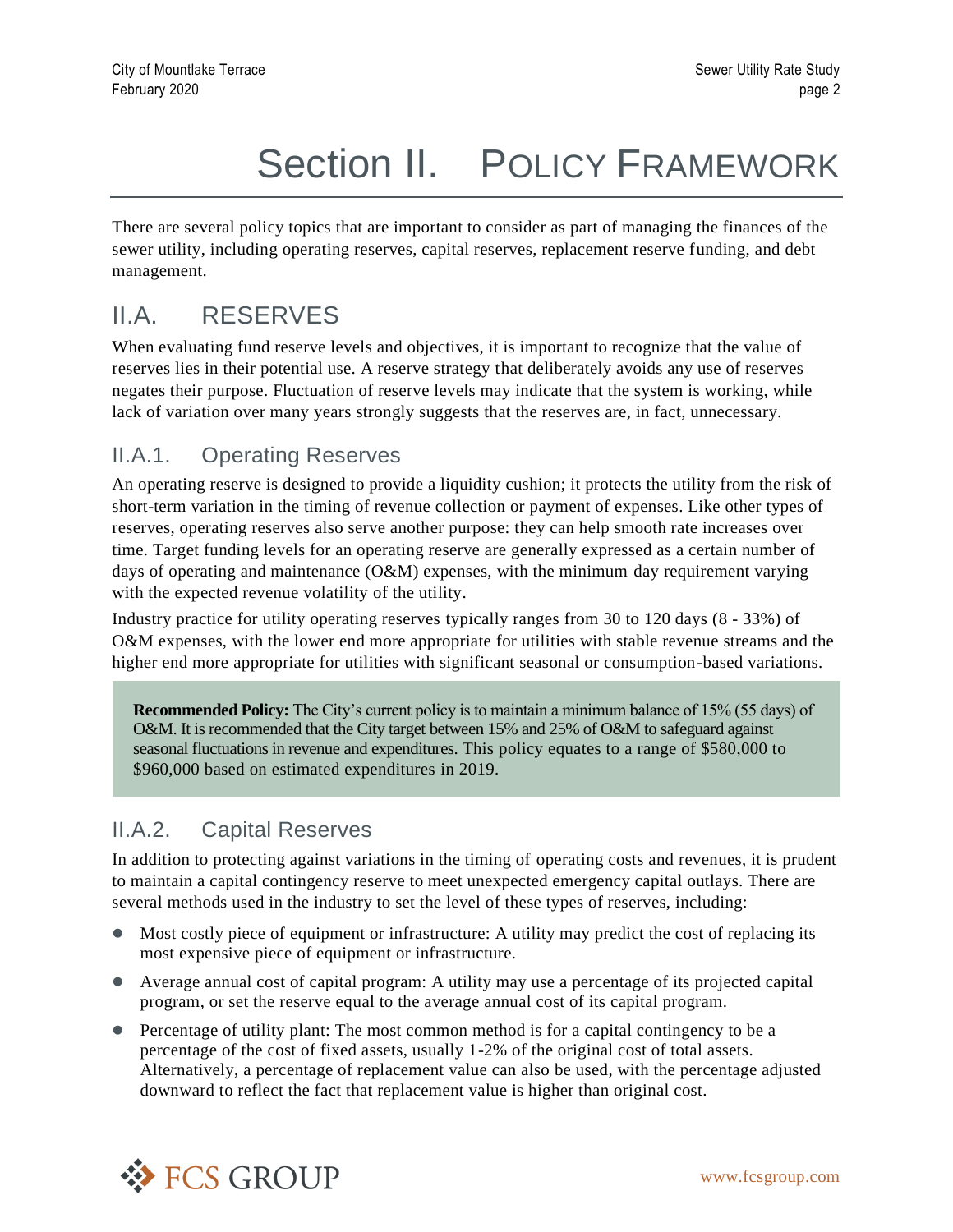# Section II. POLICY FRAMEWORK

There are several policy topics that are important to consider as part of managing the finances of the sewer utility, including operating reserves, capital reserves, replacement reserve funding, and debt management.

## II.A. RESERVES

When evaluating fund reserve levels and objectives, it is important to recognize that the value of reserves lies in their potential use. A reserve strategy that deliberately avoids any use of reserves negates their purpose. Fluctuation of reserve levels may indicate that the system is working, while lack of variation over many years strongly suggests that the reserves are, in fact, unnecessary.

### II.A.1. Operating Reserves

An operating reserve is designed to provide a liquidity cushion; it protects the utility from the risk of short-term variation in the timing of revenue collection or payment of expenses. Like other types of reserves, operating reserves also serve another purpose: they can help smooth rate increases over time. Target funding levels for an operating reserve are generally expressed as a certain number of days of operating and maintenance (O&M) expenses, with the minimum day requirement varying with the expected revenue volatility of the utility.

Industry practice for utility operating reserves typically ranges from 30 to 120 days (8 - 33%) of O&M expenses, with the lower end more appropriate for utilities with stable revenue streams and the higher end more appropriate for utilities with significant seasonal or consumption-based variations.

> **Recommended Policy:** The City's current policy is to maintain a minimum balance of 15% (55 days) of O&M. It is recommended that the City target between 15% and 25% of O&M to safeguard against seasonal fluctuations in revenue and expenditures. This policy equates to a range of $580,000 to $960,000 based on estimated expenditures in 2019.

### II.A.2. Capital Reserves

In addition to protecting against variations in the timing of operating costs and revenues, it is prudent to maintain a capital contingency reserve to meet unexpected emergency capital outlays. There are several methods used in the industry to set the level of these types of reserves, including:

- Most costly piece of equipment or infrastructure: A utility may predict the cost of replacing its most expensive piece of equipment or infrastructure.
- Average annual cost of capital program: A utility may use a percentage of its projected capital program, or set the reserve equal to the average annual cost of its capital program.
- Percentage of utility plant: The most common method is for a capital contingency to be a percentage of the cost of fixed assets, usually 1-2% of the original cost of total assets. Alternatively, a percentage of replacement value can also be used, with the percentage adjusted downward to reflect the fact that replacement value is higher than original cost.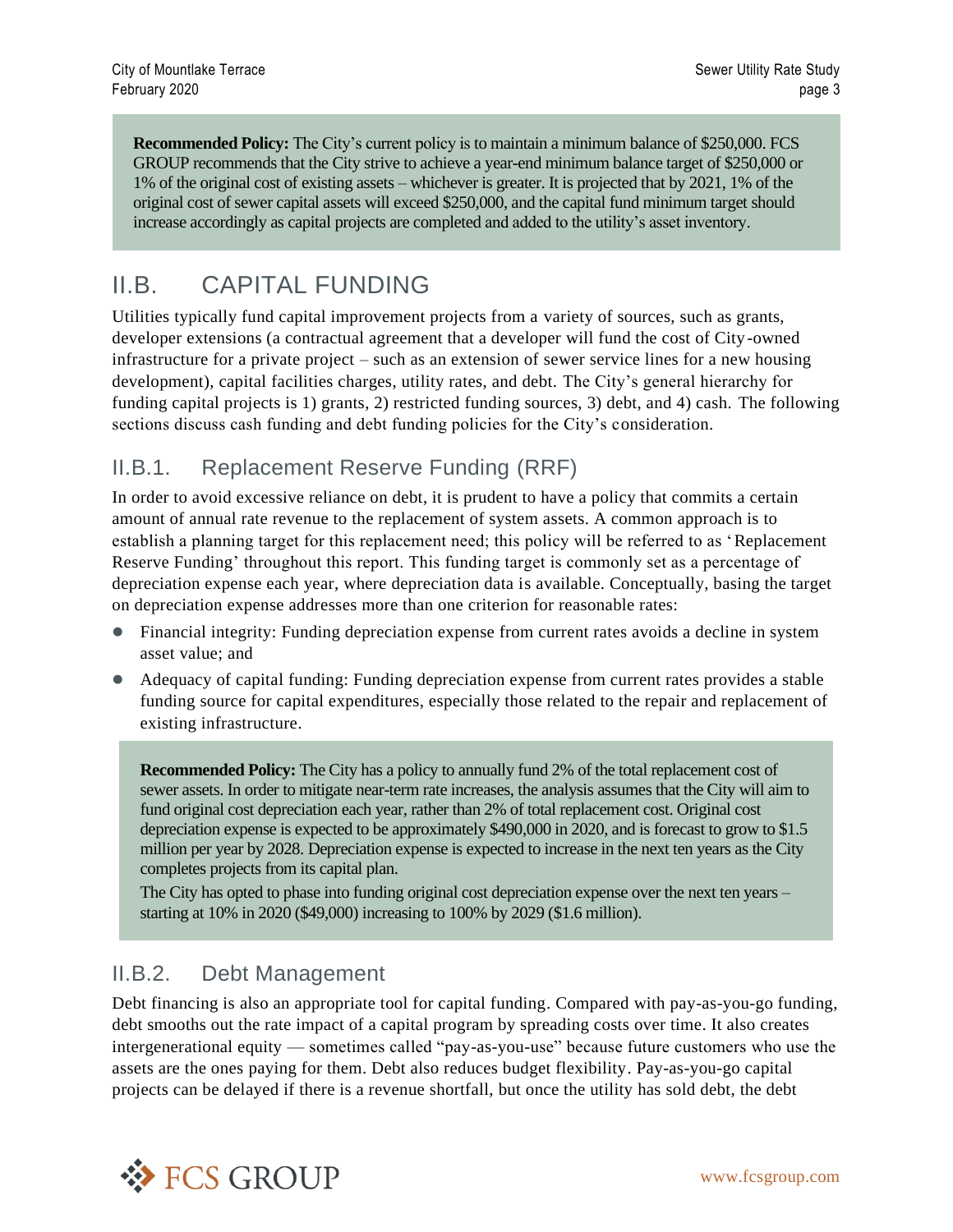**Recommended Policy:** The City's current policy is to maintain a minimum balance of $250,000. FCS GROUP recommends that the City strive to achieve a year-end minimum balance target of $250,000 or 1% of the original cost of existing assets – whichever is greater. It is projected that by 2021, 1% of the original cost of sewer capital assets will exceed $250,000, and the capital fund minimum target should increase accordingly as capital projects are completed and added to the utility's asset inventory.

## II.B. CAPITAL FUNDING

Utilities typically fund capital improvement projects from a variety of sources, such as grants, developer extensions (a contractual agreement that a developer will fund the cost of City-owned infrastructure for a private project – such as an extension of sewer service lines for a new housing development), capital facilities charges, utility rates, and debt. The City's general hierarchy for funding capital projects is 1) grants, 2) restricted funding sources, 3) debt, and 4) cash. The following sections discuss cash funding and debt funding policies for the City's consideration.

### II.B.1. Replacement Reserve Funding (RRF)

In order to avoid excessive reliance on debt, it is prudent to have a policy that commits a certain amount of annual rate revenue to the replacement of system assets. A common approach is to establish a planning target for this replacement need; this policy will be referred to as 'Replacement Reserve Funding' throughout this report. This funding target is commonly set as a percentage of depreciation expense each year, where depreciation data is available. Conceptually, basing the target on depreciation expense addresses more than one criterion for reasonable rates:

- Financial integrity: Funding depreciation expense from current rates avoids a decline in system asset value; and
- Adequacy of capital funding: Funding depreciation expense from current rates provides a stable funding source for capital expenditures, especially those related to the repair and replacement of existing infrastructure.

**Recommended Policy:** The City has a policy to annually fund 2% of the total replacement cost of sewer assets. In order to mitigate near-term rate increases, the analysis assumes that the City will aim to fund original cost depreciation each year, rather than 2% of total replacement cost. Original cost depreciation expense is expected to be approximately $490,000 in 2020, and is forecast to grow to $1.5 million per year by 2028. Depreciation expense is expected to increase in the next ten years as the City completes projects from its capital plan.

The City has opted to phase into funding original cost depreciation expense over the next ten years – starting at 10% in 2020 ($49,000) increasing to 100% by 2029 ($1.6 million).

### II.B.2. Debt Management

Debt financing is also an appropriate tool for capital funding. Compared with pay-as-you-go funding, debt smooths out the rate impact of a capital program by spreading costs over time. It also creates intergenerational equity — sometimes called "pay-as-you-use" because future customers who use the assets are the ones paying for them. Debt also reduces budget flexibility. Pay-as-you-go capital projects can be delayed if there is a revenue shortfall, but once the utility has sold debt, the debt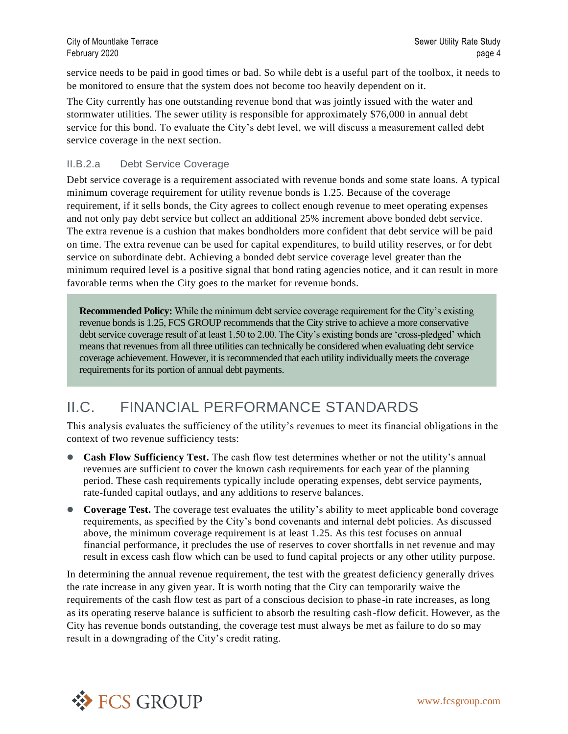service needs to be paid in good times or bad. So while debt is a useful part of the toolbox, it needs to be monitored to ensure that the system does not become too heavily dependent on it.

The City currently has one outstanding revenue bond that was jointly issued with the water and stormwater utilities. The sewer utility is responsible for approximately $76,000 in annual debt service for this bond. To evaluate the City's debt level, we will discuss a measurement called debt service coverage in the next section.

### II.B.2.a Debt Service Coverage

Debt service coverage is a requirement associated with revenue bonds and some state loans. A typical minimum coverage requirement for utility revenue bonds is 1.25. Because of the coverage requirement, if it sells bonds, the City agrees to collect enough revenue to meet operating expenses and not only pay debt service but collect an additional 25% increment above bonded debt service. The extra revenue is a cushion that makes bondholders more confident that debt service will be paid on time. The extra revenue can be used for capital expenditures, to build utility reserves, or for debt service on subordinate debt. Achieving a bonded debt service coverage level greater than the minimum required level is a positive signal that bond rating agencies notice, and it can result in more favorable terms when the City goes to the market for revenue bonds.

> **Recommended Policy:** While the minimum debt service coverage requirement for the City's existing revenue bonds is 1.25, FCS GROUP recommends that the City strive to achieve a more conservative debt service coverage result of at least 1.50 to 2.00. The City's existing bonds are 'cross-pledged' which means that revenues from all three utilities can technically be considered when evaluating debt service coverage achievement. However, it is recommended that each utility individually meets the coverage requirements for its portion of annual debt payments.

## II.C. FINANCIAL PERFORMANCE STANDARDS

This analysis evaluates the sufficiency of the utility's revenues to meet its financial obligations in the context of two revenue sufficiency tests:

- **Cash Flow Sufficiency Test.** The cash flow test determines whether or not the utility's annual revenues are sufficient to cover the known cash requirements for each year of the planning period. These cash requirements typically include operating expenses, debt service payments, rate-funded capital outlays, and any additions to reserve balances.
- **Coverage Test.** The coverage test evaluates the utility's ability to meet applicable bond coverage requirements, as specified by the City's bond covenants and internal debt policies. As discussed above, the minimum coverage requirement is at least 1.25. As this test focuses on annual financial performance, it precludes the use of reserves to cover shortfalls in net revenue and may result in excess cash flow which can be used to fund capital projects or any other utility purpose.

In determining the annual revenue requirement, the test with the greatest deficiency generally drives the rate increase in any given year. It is worth noting that the City can temporarily waive the requirements of the cash flow test as part of a conscious decision to phase-in rate increases, as long as its operating reserve balance is sufficient to absorb the resulting cash-flow deficit. However, as the City has revenue bonds outstanding, the coverage test must always be met as failure to do so may result in a downgrading of the City's credit rating.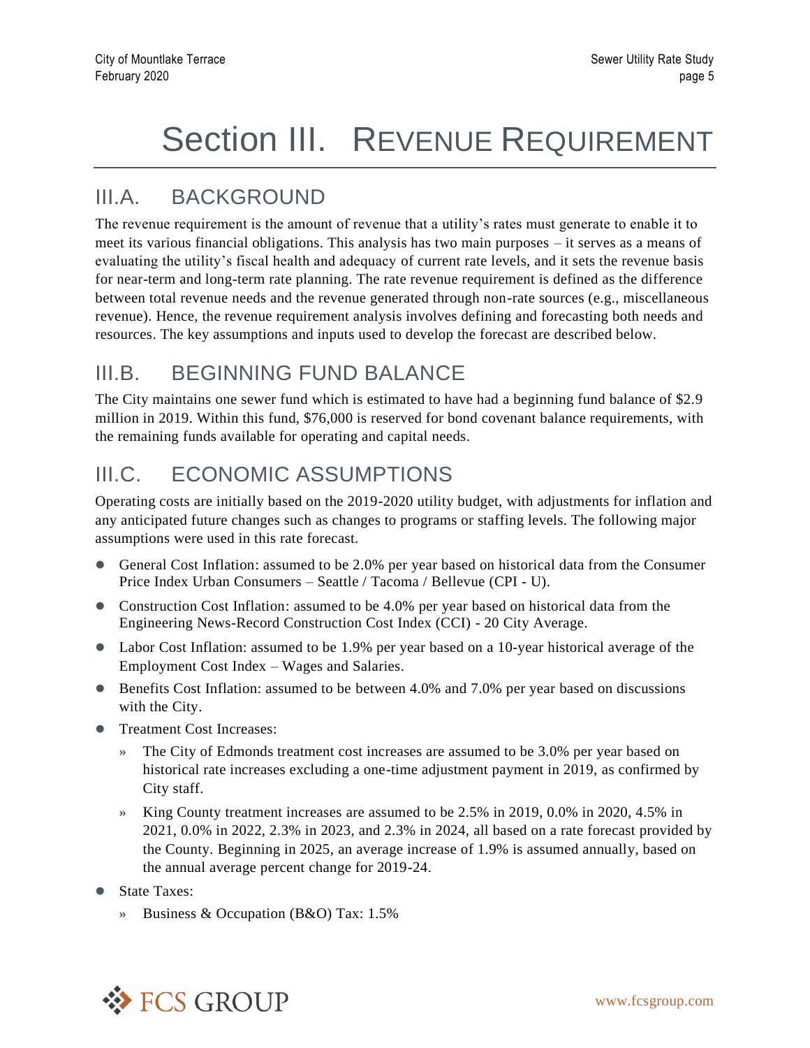# Section III. Revenue Requirement

## III.A. BACKGROUND

The revenue requirement is the amount of revenue that a utility's rates must generate to enable it to meet its various financial obligations. This analysis has two main purposes – it serves as a means of evaluating the utility's fiscal health and adequacy of current rate levels, and it sets the revenue basis for near-term and long-term rate planning. The rate revenue requirement is defined as the difference between total revenue needs and the revenue generated through non-rate sources (e.g., miscellaneous revenue). Hence, the revenue requirement analysis involves defining and forecasting both needs and resources. The key assumptions and inputs used to develop the forecast are described below.

## III.B. BEGINNING FUND BALANCE

The City maintains one sewer fund which is estimated to have had a beginning fund balance of $2.9 million in 2019. Within this fund, $76,000 is reserved for bond covenant balance requirements, with the remaining funds available for operating and capital needs.

## III.C. ECONOMIC ASSUMPTIONS

Operating costs are initially based on the 2019-2020 utility budget, with adjustments for inflation and any anticipated future changes such as changes to programs or staffing levels. The following major assumptions were used in this rate forecast.

- General Cost Inflation: assumed to be 2.0% per year based on historical data from the Consumer Price Index Urban Consumers – Seattle / Tacoma / Bellevue (CPI - U).
- Construction Cost Inflation: assumed to be 4.0% per year based on historical data from the Engineering News-Record Construction Cost Index (CCI) - 20 City Average.
- Labor Cost Inflation: assumed to be 1.9% per year based on a 10-year historical average of the Employment Cost Index – Wages and Salaries.
- Benefits Cost Inflation: assumed to be between 4.0% and 7.0% per year based on discussions with the City.
- Treatment Cost Increases:
  - The City of Edmonds treatment cost increases are assumed to be 3.0% per year based on historical rate increases excluding a one-time adjustment payment in 2019, as confirmed by City staff.
  - King County treatment increases are assumed to be 2.5% in 2019, 0.0% in 2020, 4.5% in 2021, 0.0% in 2022, 2.3% in 2023, and 2.3% in 2024, all based on a rate forecast provided by the County. Beginning in 2025, an average increase of 1.9% is assumed annually, based on the annual average percent change for 2019-24.
- State Taxes:
  - Business & Occupation (B&O) Tax: 1.5%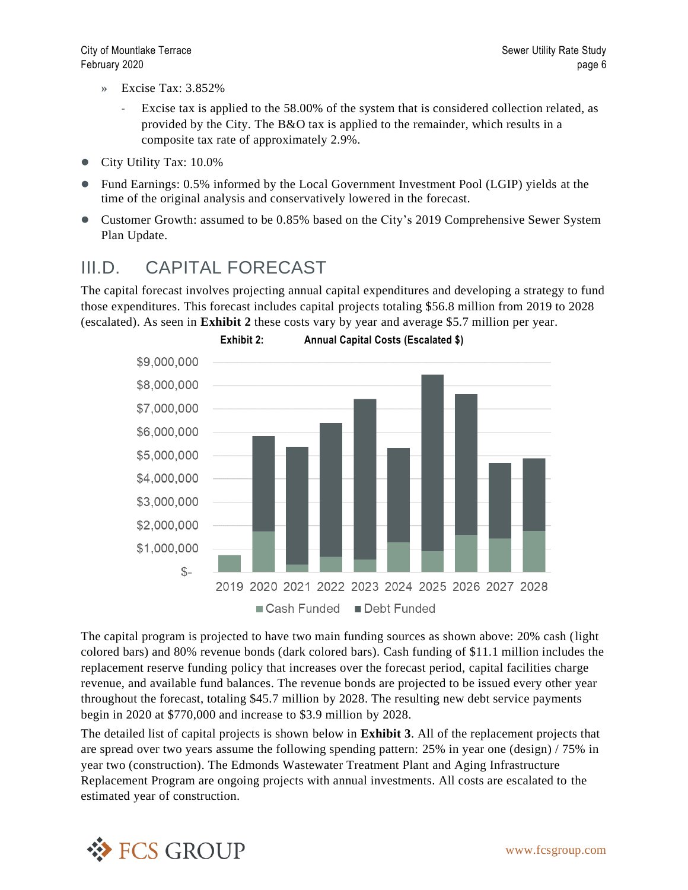- Excise Tax: 3.852%
  - Excise tax is applied to the 58.00% of the system that is considered collection related, as provided by the City. The B&O tax is applied to the remainder, which results in a composite tax rate of approximately 2.9%.
- City Utility Tax: 10.0%
- Fund Earnings: 0.5% informed by the Local Government Investment Pool (LGIP) yields at the time of the original analysis and conservatively lowered in the forecast.
- Customer Growth: assumed to be 0.85% based on the City's 2019 Comprehensive Sewer System Plan Update.

## III.D. CAPITAL FORECAST

The capital forecast involves projecting annual capital expenditures and developing a strategy to fund those expenditures. This forecast includes capital projects totaling $56.8 million from 2019 to 2028 (escalated). As seen in **Exhibit 2** these costs vary by year and average $5.7 million per year.

**Exhibit 2: Annual Capital Costs (Escalated $)**

The capital program is projected to have two main funding sources as shown above: 20% cash (light colored bars) and 80% revenue bonds (dark colored bars). Cash funding of $11.1 million includes the replacement reserve funding policy that increases over the forecast period, capital facilities charge revenue, and available fund balances. The revenue bonds are projected to be issued every other year throughout the forecast, totaling $45.7 million by 2028. The resulting new debt service payments begin in 2020 at $770,000 and increase to $3.9 million by 2028.

The detailed list of capital projects is shown below in **Exhibit 3**. All of the replacement projects that are spread over two years assume the following spending pattern: 25% in year one (design) / 75% in year two (construction). The Edmonds Wastewater Treatment Plant and Aging Infrastructure Replacement Program are ongoing projects with annual investments. All costs are escalated to the estimated year of construction.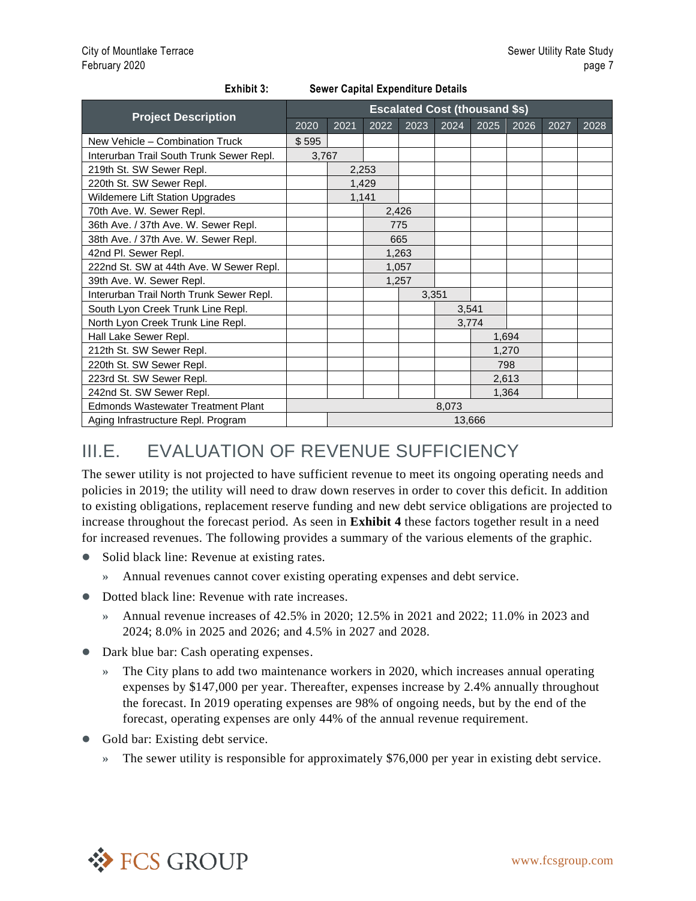**Exhibit 3: Sewer Capital Expenditure Details**

| Project Description | Escalated Cost (thousand $s) | | | | | | | | |
|---|---|---|---|---|---|---|---|---|---|
| | 2020 | 2021 | 2022 | 2023 | 2024 | 2025 | 2026 | 2027 | 2028 |
| New Vehicle – Combination Truck | $ 595 | | | | | | | | |
| Interurban Trail South Trunk Sewer Repl. | 3,767 | | | | | | | | |
| 219th St. SW Sewer Repl. | | 2,253 | | | | | | | |
| 220th St. SW Sewer Repl. | | 1,429 | | | | | | | |
| Wildemere Lift Station Upgrades | | 1,141 | | | | | | | |
| 70th Ave. W. Sewer Repl. | | | 2,426 | | | | | | |
| 36th Ave. / 37th Ave. W. Sewer Repl. | | | 775 | | | | | | |
| 38th Ave. / 37th Ave. W. Sewer Repl. | | | 665 | | | | | | |
| 42nd Pl. Sewer Repl. | | | 1,263 | | | | | | |
| 222nd St. SW at 44th Ave. W Sewer Repl. | | | 1,057 | | | | | | |
| 39th Ave. W. Sewer Repl. | | | 1,257 | | | | | | |
| Interurban Trail North Trunk Sewer Repl. | | | | 3,351 | | | | | |
| South Lyon Creek Trunk Line Repl. | | | | | 3,541 | | | | |
| North Lyon Creek Trunk Line Repl. | | | | | 3,774 | | | | |
| Hall Lake Sewer Repl. | | | | | | 1,694 | | | |
| 212th St. SW Sewer Repl. | | | | | | 1,270 | | | |
| 220th St. SW Sewer Repl. | | | | | | 798 | | | |
| 223rd St. SW Sewer Repl. | | | | | | 2,613 | | | |
| 242nd St. SW Sewer Repl. | | | | | | 1,364 | | | |
| Edmonds Wastewater Treatment Plant | 8,073 | | | | | | | | |
| Aging Infrastructure Repl. Program | | 13,666 | | | | | | | |

## III.E. EVALUATION OF REVENUE SUFFICIENCY

The sewer utility is not projected to have sufficient revenue to meet its ongoing operating needs and policies in 2019; the utility will need to draw down reserves in order to cover this deficit. In addition to existing obligations, replacement reserve funding and new debt service obligations are projected to increase throughout the forecast period. As seen in **Exhibit 4** these factors together result in a need for increased revenues. The following provides a summary of the various elements of the graphic.

- Solid black line: Revenue at existing rates.
  - Annual revenues cannot cover existing operating expenses and debt service.
- Dotted black line: Revenue with rate increases.
  - Annual revenue increases of 42.5% in 2020; 12.5% in 2021 and 2022; 11.0% in 2023 and 2024; 8.0% in 2025 and 2026; and 4.5% in 2027 and 2028.
- Dark blue bar: Cash operating expenses.
  - The City plans to add two maintenance workers in 2020, which increases annual operating expenses by $147,000 per year. Thereafter, expenses increase by 2.4% annually throughout the forecast. In 2019 operating expenses are 98% of ongoing needs, but by the end of the forecast, operating expenses are only 44% of the annual revenue requirement.
- Gold bar: Existing debt service.
  - The sewer utility is responsible for approximately $76,000 per year in existing debt service.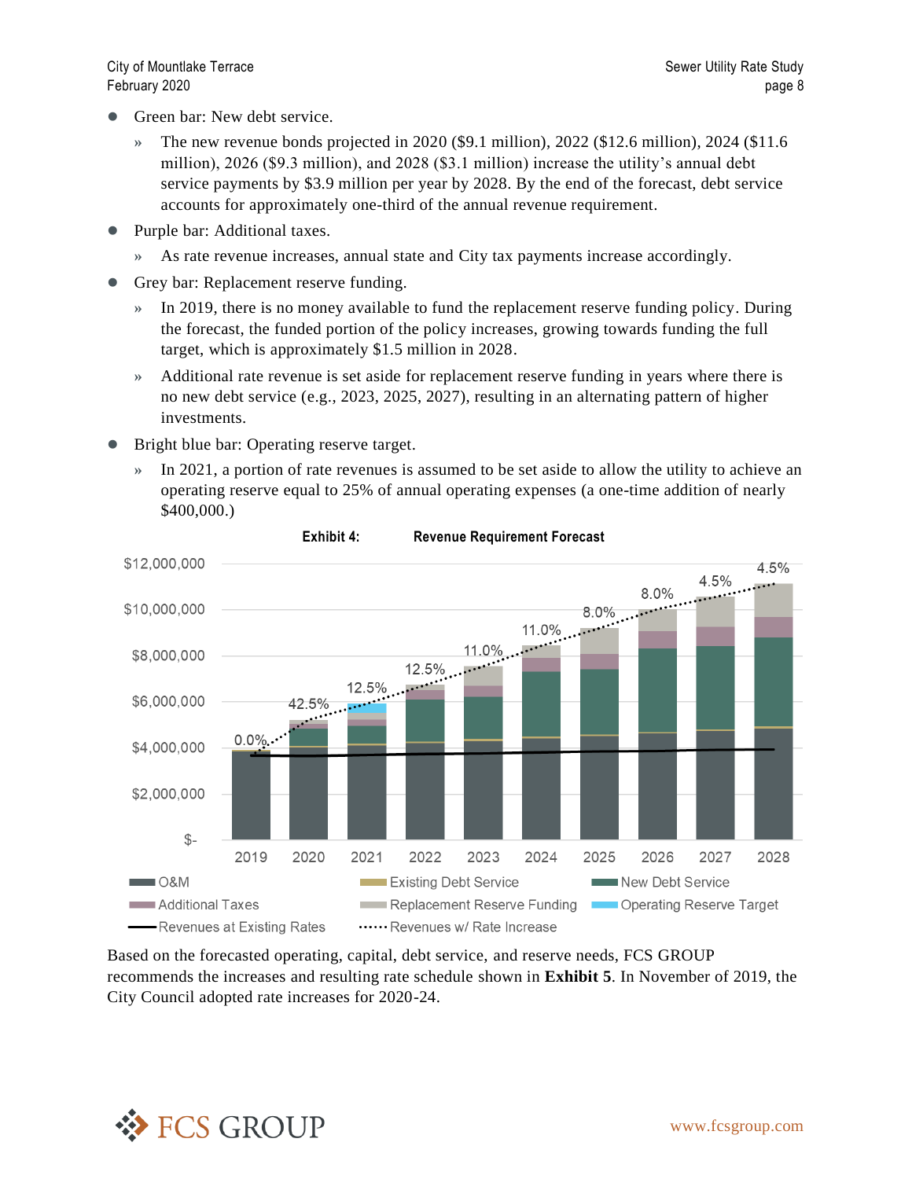- Green bar: New debt service.
  - » The new revenue bonds projected in 2020 ($9.1 million), 2022 ($12.6 million), 2024 ($11.6 million), 2026 ($9.3 million), and 2028 ($3.1 million) increase the utility's annual debt service payments by $3.9 million per year by 2028. By the end of the forecast, debt service accounts for approximately one-third of the annual revenue requirement.
- Purple bar: Additional taxes.
  - » As rate revenue increases, annual state and City tax payments increase accordingly.
- Grey bar: Replacement reserve funding.
  - » In 2019, there is no money available to fund the replacement reserve funding policy. During the forecast, the funded portion of the policy increases, growing towards funding the full target, which is approximately $1.5 million in 2028.
  - » Additional rate revenue is set aside for replacement reserve funding in years where there is no new debt service (e.g., 2023, 2025, 2027), resulting in an alternating pattern of higher investments.
- Bright blue bar: Operating reserve target.
  - » In 2021, a portion of rate revenues is assumed to be set aside to allow the utility to achieve an operating reserve equal to 25% of annual operating expenses (a one-time addition of nearly $400,000.)

**Exhibit 4: Revenue Requirement Forecast**

| Year | Rate Increase |
|---|---|
| 2019 | 0.0% |
| 2020 | 42.5% |
| 2021 | 12.5% |
| 2022 | 12.5% |
| 2023 | 11.0% |
| 2024 | 11.0% |
| 2025 | 8.0% |
| 2026 | 8.0% |
| 2027 | 4.5% |
| 2028 | 4.5% |

Legend: O&M; Existing Debt Service; New Debt Service; Additional Taxes; Replacement Reserve Funding; Operating Reserve Target; Revenues at Existing Rates; Revenues w/ Rate Increase

Based on the forecasted operating, capital, debt service, and reserve needs, FCS GROUP recommends the increases and resulting rate schedule shown in **Exhibit 5**. In November of 2019, the City Council adopted rate increases for 2020-24.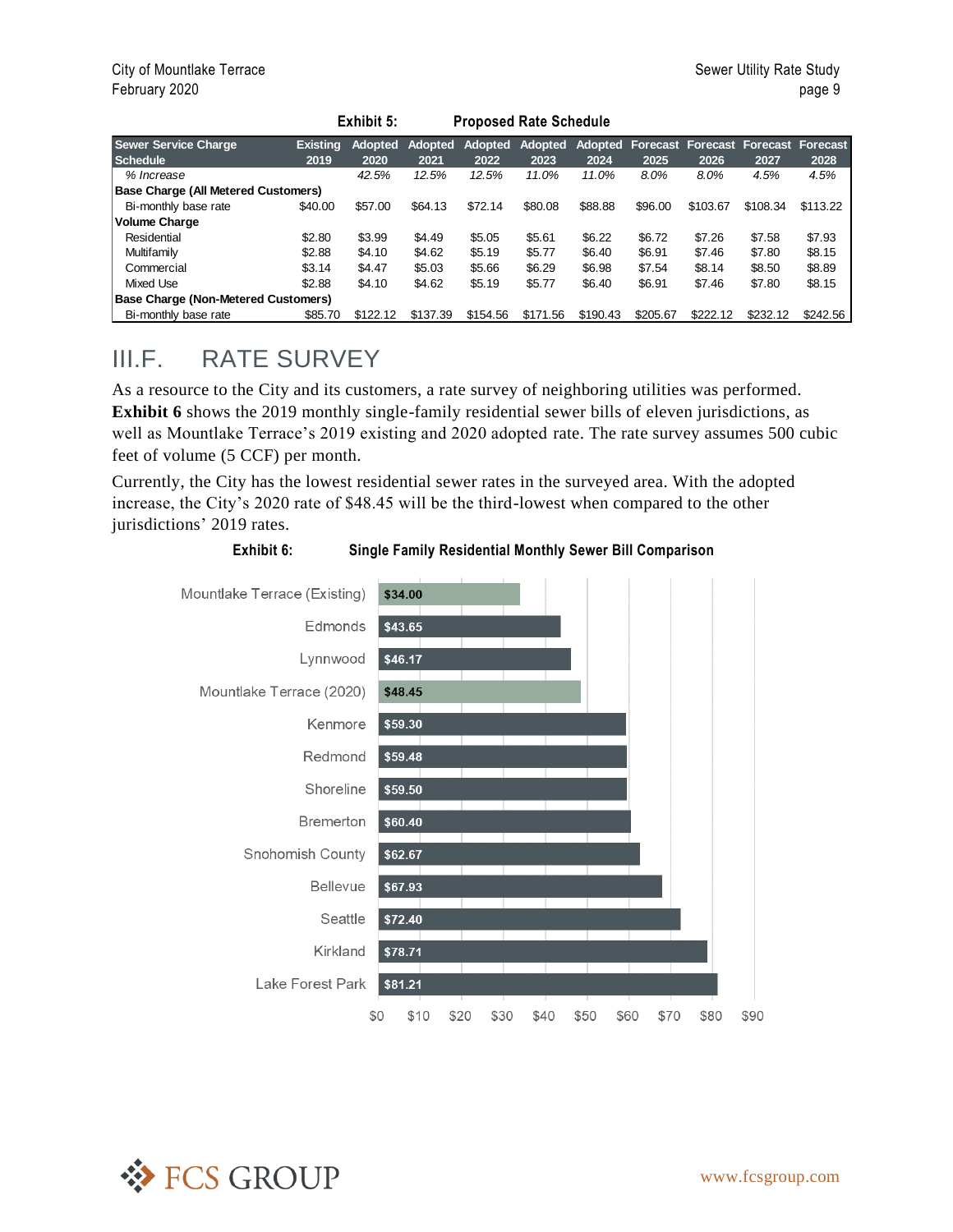**Exhibit 5: Proposed Rate Schedule**

| Sewer Service Charge Schedule | Existing 2019 | Adopted 2020 | Adopted 2021 | Adopted 2022 | Adopted 2023 | Adopted 2024 | Forecast 2025 | Forecast 2026 | Forecast 2027 | Forecast 2028 |
|---|---|---|---|---|---|---|---|---|---|---|
| *% Increase* | | *42.5%* | *12.5%* | *12.5%* | *11.0%* | *11.0%* | *8.0%* | *8.0%* | *4.5%* | *4.5%* |
| **Base Charge (All Metered Customers)** | | | | | | | | | | |
| Bi-monthly base rate | $40.00 | $57.00 | $64.13 | $72.14 | $80.08 | $88.88 | $96.00 | $103.67 | $108.34 | $113.22 |
| **Volume Charge** | | | | | | | | | | |
| Residential | $2.80 | $3.99 | $4.49 | $5.05 | $5.61 | $6.22 | $6.72 | $7.26 | $7.58 | $7.93 |
| Multifamily | $2.88 | $4.10 | $4.62 | $5.19 | $5.77 | $6.40 | $6.91 | $7.46 | $7.80 | $8.15 |
| Commercial | $3.14 | $4.47 | $5.03 | $5.66 | $6.29 | $6.98 | $7.54 | $8.14 | $8.50 | $8.89 |
| Mixed Use | $2.88 | $4.10 | $4.62 | $5.19 | $5.77 | $6.40 | $6.91 | $7.46 | $7.80 | $8.15 |
| **Base Charge (Non-Metered Customers)** | | | | | | | | | | |
| Bi-monthly base rate | $85.70 | $122.12 | $137.39 | $154.56 | $171.56 | $190.43 | $205.67 | $222.12 | $232.12 | $242.56 |

## III.F. RATE SURVEY

As a resource to the City and its customers, a rate survey of neighboring utilities was performed. **Exhibit 6** shows the 2019 monthly single-family residential sewer bills of eleven jurisdictions, as well as Mountlake Terrace's 2019 existing and 2020 adopted rate. The rate survey assumes 500 cubic feet of volume (5 CCF) per month.

Currently, the City has the lowest residential sewer rates in the surveyed area. With the adopted increase, the City's 2020 rate of $48.45 will be the third-lowest when compared to the other jurisdictions' 2019 rates.

**Exhibit 6: Single Family Residential Monthly Sewer Bill Comparison**

| Jurisdiction | Monthly Bill |
|---|---|
| Mountlake Terrace (Existing) | $34.00 |
| Edmonds | $43.65 |
| Lynnwood | $46.17 |
| Mountlake Terrace (2020) | $48.45 |
| Kenmore | $59.30 |
| Redmond | $59.48 |
| Shoreline | $59.50 |
| Bremerton | $60.40 |
| Snohomish County | $62.67 |
| Bellevue | $67.93 |
| Seattle | $72.40 |
| Kirkland | $78.71 |
| Lake Forest Park | $81.21 |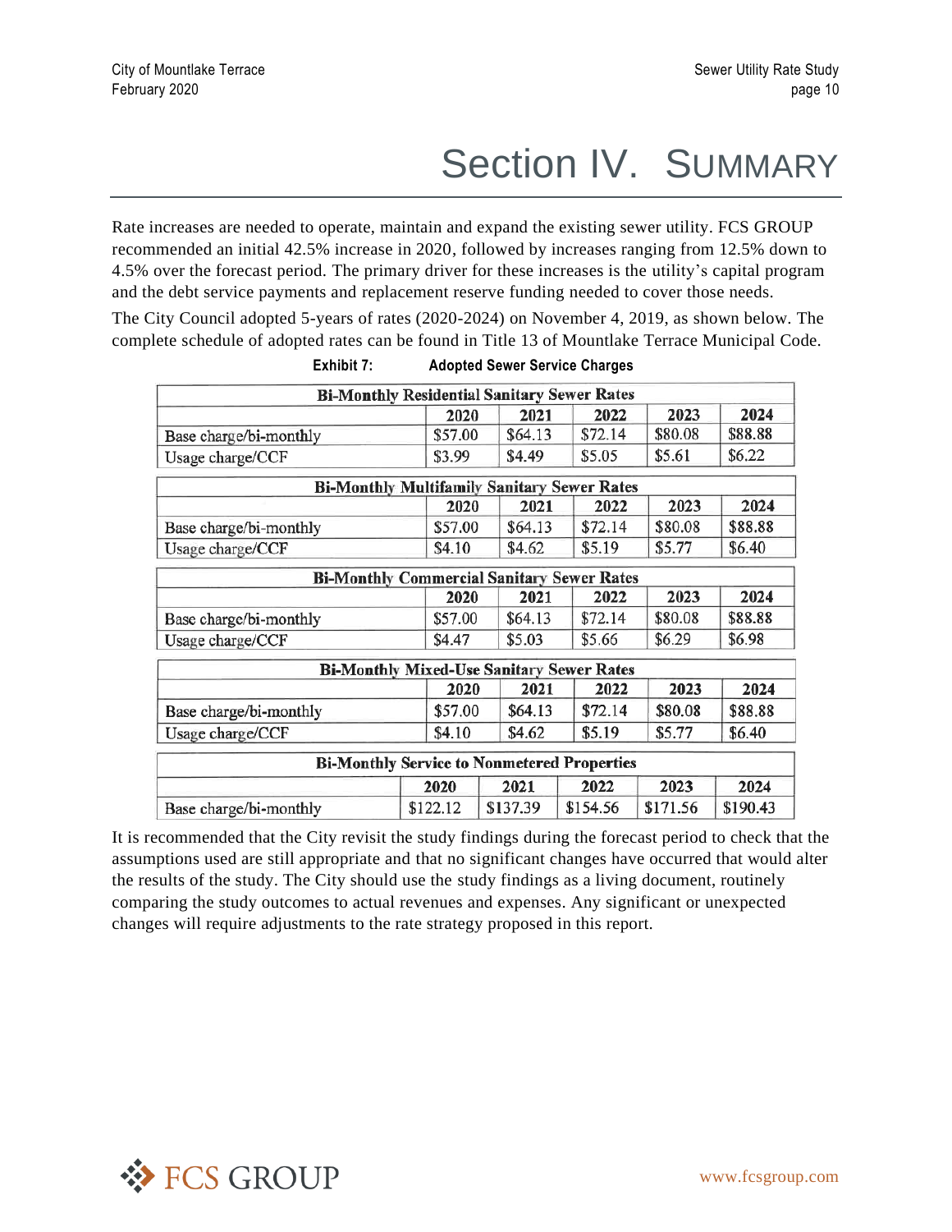# Section IV. SUMMARY

Rate increases are needed to operate, maintain and expand the existing sewer utility. FCS GROUP recommended an initial 42.5% increase in 2020, followed by increases ranging from 12.5% down to 4.5% over the forecast period. The primary driver for these increases is the utility's capital program and the debt service payments and replacement reserve funding needed to cover those needs.

The City Council adopted 5-years of rates (2020-2024) on November 4, 2019, as shown below. The complete schedule of adopted rates can be found in Title 13 of Mountlake Terrace Municipal Code.

**Exhibit 7: Adopted Sewer Service Charges**

| Bi-Monthly Residential Sanitary Sewer Rates | | | | | |
|---|---|---|---|---|---|
| | 2020 | 2021 | 2022 | 2023 | 2024 |
| Base charge/bi-monthly | $57.00 | $64.13 | $72.14 | $80.08 | $88.88 |
| Usage charge/CCF | $3.99 | $4.49 | $5.05 | $5.61 | $6.22 |

| Bi-Monthly Multifamily Sanitary Sewer Rates | | | | | |
|---|---|---|---|---|---|
| | 2020 | 2021 | 2022 | 2023 | 2024 |
| Base charge/bi-monthly | $57.00 | $64.13 | $72.14 | $80.08 | $88.88 |
| Usage charge/CCF | $4.10 | $4.62 | $5.19 | $5.77 | $6.40 |

| Bi-Monthly Commercial Sanitary Sewer Rates | | | | | |
|---|---|---|---|---|---|
| | 2020 | 2021 | 2022 | 2023 | 2024 |
| Base charge/bi-monthly | $57.00 | $64.13 | $72.14 | $80.08 | $88.88 |
| Usage charge/CCF | $4.47 | $5.03 | $5.66 | $6.29 | $6.98 |

| Bi-Monthly Mixed-Use Sanitary Sewer Rates | | | | | |
|---|---|---|---|---|---|
| | 2020 | 2021 | 2022 | 2023 | 2024 |
| Base charge/bi-monthly | $57.00 | $64.13 | $72.14 | $80.08 | $88.88 |
| Usage charge/CCF | $4.10 | $4.62 | $5.19 | $5.77 | $6.40 |

| Bi-Monthly Service to Nonmetered Properties | | | | | |
|---|---|---|---|---|---|
| | 2020 | 2021 | 2022 | 2023 | 2024 |
| Base charge/bi-monthly | $122.12 | $137.39 | $154.56 | $171.56 | $190.43 |

It is recommended that the City revisit the study findings during the forecast period to check that the assumptions used are still appropriate and that no significant changes have occurred that would alter the results of the study. The City should use the study findings as a living document, routinely comparing the study outcomes to actual revenues and expenses. Any significant or unexpected changes will require adjustments to the rate strategy proposed in this report.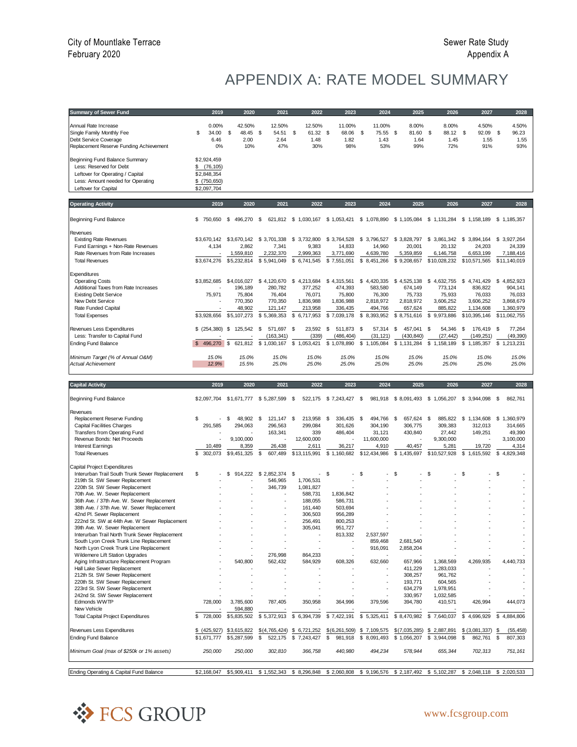# APPENDIX A: RATE MODEL SUMMARY

| Summary of Sewer Fund | 2019 | 2020 | 2021 | 2022 | 2023 | 2024 | 2025 | 2026 | 2027 | 2028 |
|---|---|---|---|---|---|---|---|---|---|---|
| Annual Rate Increase | 0.00% | 42.50% | 12.50% | 12.50% | 11.00% | 11.00% | 8.00% | 8.00% | 4.50% | 4.50% |
| Single Family Monthly Fee | $ 34.00 | $ 48.45 | $ 54.51 | $ 61.32 | $ 68.06 | $ 75.55 | $ 81.60 | $ 88.12 | $ 92.09 | $ 96.23 |
| Debt Service Coverage | 6.46 | 2.00 | 2.64 | 1.48 | 1.82 | 1.43 | 1.64 | 1.45 | 1.55 | 1.55 |
| Replacement Reserve Funding Achievement | 0% | 10% | 47% | 30% | 98% | 53% | 99% | 72% | 91% | 93% |
| Beginning Fund Balance Summary | $2,924,459 | | | | | | | | | |
| Less: Reserved for Debt | $ (76,105) | | | | | | | | | |
| Leftover for Operating / Capital | $2,848,354 | | | | | | | | | |
| Less: Amount needed for Operating | $ (750,650) | | | | | | | | | |
| Leftover for Capital | $2,097,704 | | | | | | | | | |

| Operating Activity | 2019 | 2020 | 2021 | 2022 | 2023 | 2024 | 2025 | 2026 | 2027 | 2028 |
|---|---|---|---|---|---|---|---|---|---|---|
| Beginning Fund Balance | $ 750,650 | $ 496,270 | $ 621,812 | $ 1,030,167 | $ 1,053,421 | $ 1,078,890 | $ 1,105,084 | $ 1,131,284 | $ 1,158,189 | $ 1,185,357 |
| **Revenues** | | | | | | | | | | |
| Existing Rate Revenues | $3,670,142 | $3,670,142 | $ 3,701,338 | $ 3,732,800 | $ 3,764,528 | $ 3,796,527 | $ 3,828,797 | $ 3,861,342 | $ 3,894,164 | $ 3,927,264 |
| Fund Earnings + Non-Rate Revenues | 4,134 | 2,862 | 7,341 | 9,383 | 14,833 | 14,960 | 20,001 | 20,132 | 24,203 | 24,339 |
| Rate Revenues from Rate Increases | - | 1,559,810 | 2,232,370 | 2,999,363 | 3,771,690 | 4,639,780 | 5,359,859 | 6,146,758 | 6,653,199 | 7,188,416 |
| Total Revenues | $3,674,276 | $5,232,814 | $ 5,941,049 | $ 6,741,545 | $ 7,551,051 | $ 8,451,266 | $ 9,208,657 | $10,028,232 | $10,571,565 | $11,140,019 |
| **Expenditures** | | | | | | | | | | |
| Operating Costs | $3,852,685 | $4,016,027 | $ 4,120,670 | $ 4,213,684 | $ 4,315,561 | $ 4,420,335 | $ 4,525,138 | $ 4,632,755 | $ 4,741,429 | $ 4,852,923 |
| Additional Taxes from Rate Increases | - | 196,189 | 280,782 | 377,252 | 474,393 | 583,580 | 674,149 | 773,124 | 836,822 | 904,141 |
| Existing Debt Service | 75,971 | 75,804 | 76,404 | 76,071 | 75,800 | 76,300 | 75,733 | 75,933 | 76,033 | 76,033 |
| New Debt Service | - | 770,350 | 770,350 | 1,836,988 | 1,836,988 | 2,818,972 | 2,818,972 | 3,606,252 | 3,606,252 | 3,868,679 |
| Rate Funded Capital | - | 48,902 | 121,147 | 213,958 | 336,435 | 494,766 | 657,624 | 885,822 | 1,134,608 | 1,360,979 |
| Total Expenses | $3,928,656 | $5,107,273 | $ 5,369,353 | $ 6,717,953 | $ 7,039,178 | $ 8,393,952 | $ 8,751,616 | $ 9,973,886 | $10,395,146 | $11,062,755 |
| Revenues Less Expenditures | $ (254,380) | $ 125,542 | $ 571,697 | $ 23,592 | $ 511,873 | $ 57,314 | $ 457,041 | $ 54,346 | $ 176,419 | $ 77,264 |
| Less: Transfer to Capital Fund | - | - | (163,341) | (339) | (486,404) | (31,121) | (430,840) | (27,442) | (149,251) | (49,390) |
| Ending Fund Balance | $ 496,270 | $ 621,812 | $ 1,030,167 | $ 1,053,421 | $ 1,078,890 | $ 1,105,084 | $ 1,131,284 | $ 1,158,189 | $ 1,185,357 | $ 1,213,231 |
| *Minimum Target (% of Annual O&M)* | *15.0%* | *15.0%* | *15.0%* | *15.0%* | *15.0%* | *15.0%* | *15.0%* | *15.0%* | *15.0%* | *15.0%* |
| *Actual Achievement* | *12.9%* | *15.5%* | *25.0%* | *25.0%* | *25.0%* | *25.0%* | *25.0%* | *25.0%* | *25.0%* | *25.0%* |

| Capital Activity | 2019 | 2020 | 2021 | 2022 | 2023 | 2024 | 2025 | 2026 | 2027 | 2028 |
|---|---|---|---|---|---|---|---|---|---|---|
| Beginning Fund Balance | $2,097,704 | $1,671,777 | $ 5,287,599 | $ 522,175 | $ 7,243,427 | $ 981,918 | $ 8,091,493 | $ 1,056,207 | $ 3,944,098 | $ 862,761 |
| **Revenues** | | | | | | | | | | |
| Replacement Reserve Funding | $ - | $ 48,902 | $ 121,147 | $ 213,958 | $ 336,435 | $ 494,766 | $ 657,624 | $ 885,822 | $ 1,134,608 | $ 1,360,979 |
| Capital Facilities Charges | 291,585 | 294,063 | 296,563 | 299,084 | 301,626 | 304,190 | 306,775 | 309,383 | 312,013 | 314,665 |
| Transfers from Operating Fund | - | - | 163,341 | 339 | 486,404 | 31,121 | 430,840 | 27,442 | 149,251 | 49,390 |
| Revenue Bonds: Net Proceeds | - | 9,100,000 | - | 12,600,000 | - | 11,600,000 | - | 9,300,000 | - | 3,100,000 |
| Interest Earnings | 10,489 | 8,359 | 26,438 | 2,611 | 36,217 | 4,910 | 40,457 | 5,281 | 19,720 | 4,314 |
| Total Revenues | $ 302,073 | $9,451,325 | $ 607,489 | $13,115,991 | $ 1,160,682 | $12,434,986 | $ 1,435,697 | $10,527,928 | $ 1,615,592 | $ 4,829,348 |
| **Capital Project Expenditures** | | | | | | | | | | |
| Interurban Trail South Trunk Sewer Replacement | $ - | $ 914,222 | $ 2,852,374 | $ - | $ - | $ - | $ - | $ - | $ - | $ - |
| 219th St. SW Sewer Replacement | - | - | 546,965 | 1,706,531 | - | - | - | - | - | - |
| 220th St. SW Sewer Replacement | - | - | 346,739 | 1,081,827 | - | - | - | - | - | - |
| 70th Ave. W. Sewer Replacement | - | - | - | 588,731 | 1,836,842 | - | - | - | - | - |
| 36th Ave. / 37th Ave. W. Sewer Replacement | - | - | - | 188,055 | 586,731 | - | - | - | - | - |
| 38th Ave. / 37th Ave. W. Sewer Replacement | - | - | - | 161,440 | 503,694 | - | - | - | - | - |
| 42nd Pl. Sewer Replacement | - | - | - | 306,503 | 956,289 | - | - | - | - | - |
| 222nd St. SW at 44th Ave. W Sewer Replacement | - | - | - | 256,491 | 800,253 | - | - | - | - | - |
| 39th Ave. W. Sewer Replacement | - | - | - | 305,041 | 951,727 | - | - | - | - | - |
| Interurban Trail North Trunk Sewer Replacement | - | - | - | - | 813,332 | 2,537,597 | - | - | - | - |
| South Lyon Creek Trunk Line Replacement | - | - | - | - | - | 859,468 | 2,681,540 | - | - | - |
| North Lyon Creek Trunk Line Replacement | - | - | - | - | - | 916,091 | 2,858,204 | - | - | - |
| Wildemere Lift Station Upgrades | - | - | 276,998 | 864,233 | - | - | - | - | - | - |
| Aging Infrastructure Replacement Program | - | 540,800 | 562,432 | 584,929 | 608,326 | 632,660 | 657,966 | 1,368,569 | 4,269,935 | 4,440,733 |
| Hall Lake Sewer Replacement | - | - | - | - | - | - | 411,229 | 1,283,033 | - | - |
| 212th St. SW Sewer Replacement | - | - | - | - | - | - | 308,257 | 961,762 | - | - |
| 220th St. SW Sewer Replacement | - | - | - | - | - | - | 193,771 | 604,565 | - | - |
| 223rd St. SW Sewer Replacement | - | - | - | - | - | - | 634,279 | 1,978,951 | - | - |
| 242nd St. SW Sewer Replacement | - | - | - | - | - | - | 330,957 | 1,032,585 | - | - |
| Edmonds WWTP | 728,000 | 3,785,600 | 787,405 | 350,958 | 364,996 | 379,596 | 394,780 | 410,571 | 426,994 | 444,073 |
| New Vehicle | - | 594,880 | - | - | - | - | - | - | - | - |
| Total Capital Project Expenditures | $ 728,000 | $5,835,502 | $ 5,372,913 | $ 6,394,739 | $ 7,422,191 | $ 5,325,411 | $ 8,470,982 | $ 7,640,037 | $ 4,696,929 | $ 4,884,806 |
| Revenues Less Expenditures | $ (425,927) | $3,615,822 | $(4,765,424) | $ 6,721,252 | $(6,261,509) | $ 7,109,575 | $(7,035,285) | $ 2,887,891 | $ (3,081,337) | $ (55,458) |
| Ending Fund Balance | $1,671,777 | $5,287,599 | $ 522,175 | $ 7,243,427 | $ 981,918 | $ 8,091,493 | $ 1,056,207 | $ 3,944,098 | $ 862,761 | $ 807,303 |
| *Minimum Goal (max of $250k or 1% assets)* | *250,000* | *250,000* | *302,810* | *366,758* | *440,980* | *494,234* | *578,944* | *655,344* | *702,313* | *751,161* |

| | 2019 | 2020 | 2021 | 2022 | 2023 | 2024 | 2025 | 2026 | 2027 | 2028 |
|---|---|---|---|---|---|---|---|---|---|---|
| Ending Operating & Capital Fund Balance | $2,168,047 | $5,909,411 | $ 1,552,343 | $ 8,296,848 | $ 2,060,808 | $ 9,196,576 | $ 2,187,492 | $ 5,102,287 | $ 2,048,118 | $ 2,020,533 |